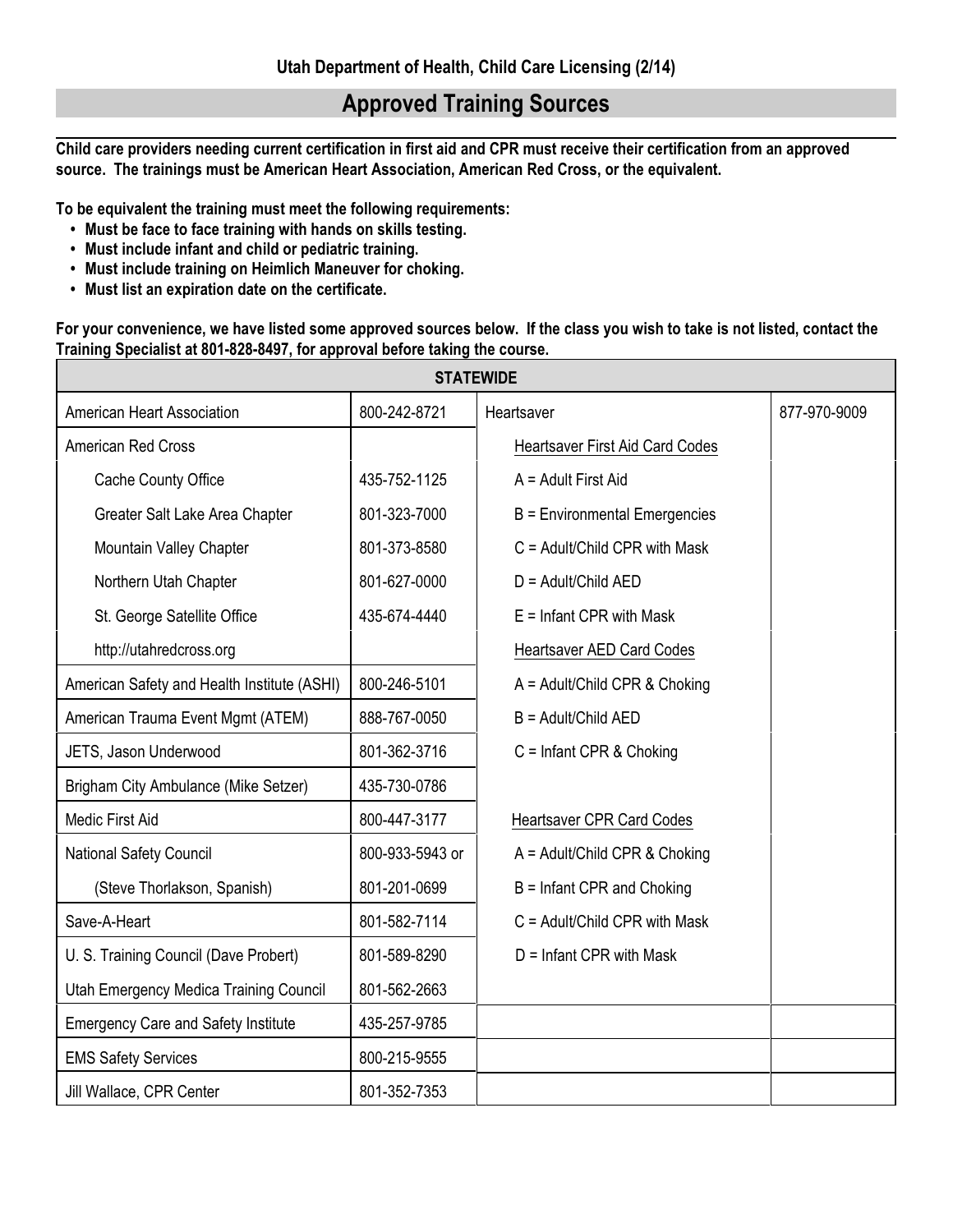**Utah Department of Health, Child Care Licensing (2/14)**

# Approved Training Sources

**Child care providers needing current certification in first aid and CPR must receive their certification from an approved source. The trainings must be American Heart Association, American Red Cross, or the equivalent.**

**To be equivalent the training must meet the following requirements:**

- **Must be face to face training with hands on skills testing.**
- **Must include infant and child or pediatric training.**
- **Must include training on Heimlich Maneuver for choking.**
- **Must list an expiration date on the certificate.**

**For your convenience, we have listed some approved sources below. If the class you wish to take is not listed, contact the Training Specialist at 801-828-8497, for approval before taking the course.**

| STATEWIDE | | | |
|---|---|---|---|
| American Heart Association | 800-242-8721 | Heartsaver | 877-970-9009 |
| American Red Cross | | Heartsaver First Aid Card Codes | |
| Cache County Office | 435-752-1125 | A = Adult First Aid | |
| Greater Salt Lake Area Chapter | 801-323-7000 | B = Environmental Emergencies | |
| Mountain Valley Chapter | 801-373-8580 | C = Adult/Child CPR with Mask | |
| Northern Utah Chapter | 801-627-0000 | D = Adult/Child AED | |
| St. George Satellite Office | 435-674-4440 | E = Infant CPR with Mask | |
| http://utahredcross.org | | Heartsaver AED Card Codes | |
| American Safety and Health Institute (ASHI) | 800-246-5101 | A = Adult/Child CPR & Choking | |
| American Trauma Event Mgmt (ATEM) | 888-767-0050 | B = Adult/Child AED | |
| JETS, Jason Underwood | 801-362-3716 | C = Infant CPR & Choking | |
| Brigham City Ambulance (Mike Setzer) | 435-730-0786 | | |
| Medic First Aid | 800-447-3177 | Heartsaver CPR Card Codes | |
| National Safety Council | 800-933-5943 or | A = Adult/Child CPR & Choking | |
| (Steve Thorlakson, Spanish) | 801-201-0699 | B = Infant CPR and Choking | |
| Save-A-Heart | 801-582-7114 | C = Adult/Child CPR with Mask | |
| U. S. Training Council (Dave Probert) | 801-589-8290 | D = Infant CPR with Mask | |
| Utah Emergency Medica Training Council | 801-562-2663 | | |
| Emergency Care and Safety Institute | 435-257-9785 | | |
| EMS Safety Services | 800-215-9555 | | |
| Jill Wallace, CPR Center | 801-352-7353 | | |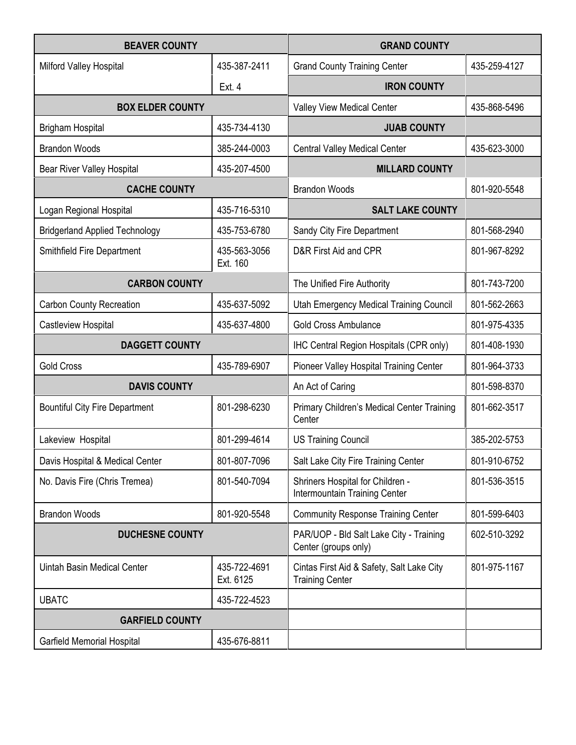| BEAVER COUNTY | |
|---|---|
| Milford Valley Hospital | 435-387-2411 Ext. 4 |
| **BOX ELDER COUNTY** | |
| Brigham Hospital | 435-734-4130 |
| Brandon Woods | 385-244-0003 |
| Bear River Valley Hospital | 435-207-4500 |
| **CACHE COUNTY** | |
| Logan Regional Hospital | 435-716-5310 |
| Bridgerland Applied Technology | 435-753-6780 |
| Smithfield Fire Department | 435-563-3056 Ext. 160 |
| **CARBON COUNTY** | |
| Carbon County Recreation | 435-637-5092 |
| Castleview Hospital | 435-637-4800 |
| **DAGGETT COUNTY** | |
| Gold Cross | 435-789-6907 |
| **DAVIS COUNTY** | |
| Bountiful City Fire Department | 801-298-6230 |
| Lakeview Hospital | 801-299-4614 |
| Davis Hospital & Medical Center | 801-807-7096 |
| No. Davis Fire (Chris Tremea) | 801-540-7094 |
| Brandon Woods | 801-920-5548 |
| **DUCHESNE COUNTY** | |
| Uintah Basin Medical Center | 435-722-4691 Ext. 6125 |
| UBATC | 435-722-4523 |
| **GARFIELD COUNTY** | |
| Garfield Memorial Hospital | 435-676-8811 |

| GRAND COUNTY | |
|---|---|
| Grand County Training Center | 435-259-4127 |
| **IRON COUNTY** | |
| Valley View Medical Center | 435-868-5496 |
| **JUAB COUNTY** | |
| Central Valley Medical Center | 435-623-3000 |
| **MILLARD COUNTY** | |
| Brandon Woods | 801-920-5548 |
| **SALT LAKE COUNTY** | |
| Sandy City Fire Department | 801-568-2940 |
| D&R First Aid and CPR | 801-967-8292 |
| The Unified Fire Authority | 801-743-7200 |
| Utah Emergency Medical Training Council | 801-562-2663 |
| Gold Cross Ambulance | 801-975-4335 |
| IHC Central Region Hospitals (CPR only) | 801-408-1930 |
| Pioneer Valley Hospital Training Center | 801-964-3733 |
| An Act of Caring | 801-598-8370 |
| Primary Children's Medical Center Training Center | 801-662-3517 |
| US Training Council | 385-202-5753 |
| Salt Lake City Fire Training Center | 801-910-6752 |
| Shriners Hospital for Children - Intermountain Training Center | 801-536-3515 |
| Community Response Training Center | 801-599-6403 |
| PAR/UOP - Bld Salt Lake City - Training Center (groups only) | 602-510-3292 |
| Cintas First Aid & Safety, Salt Lake City Training Center | 801-975-1167 |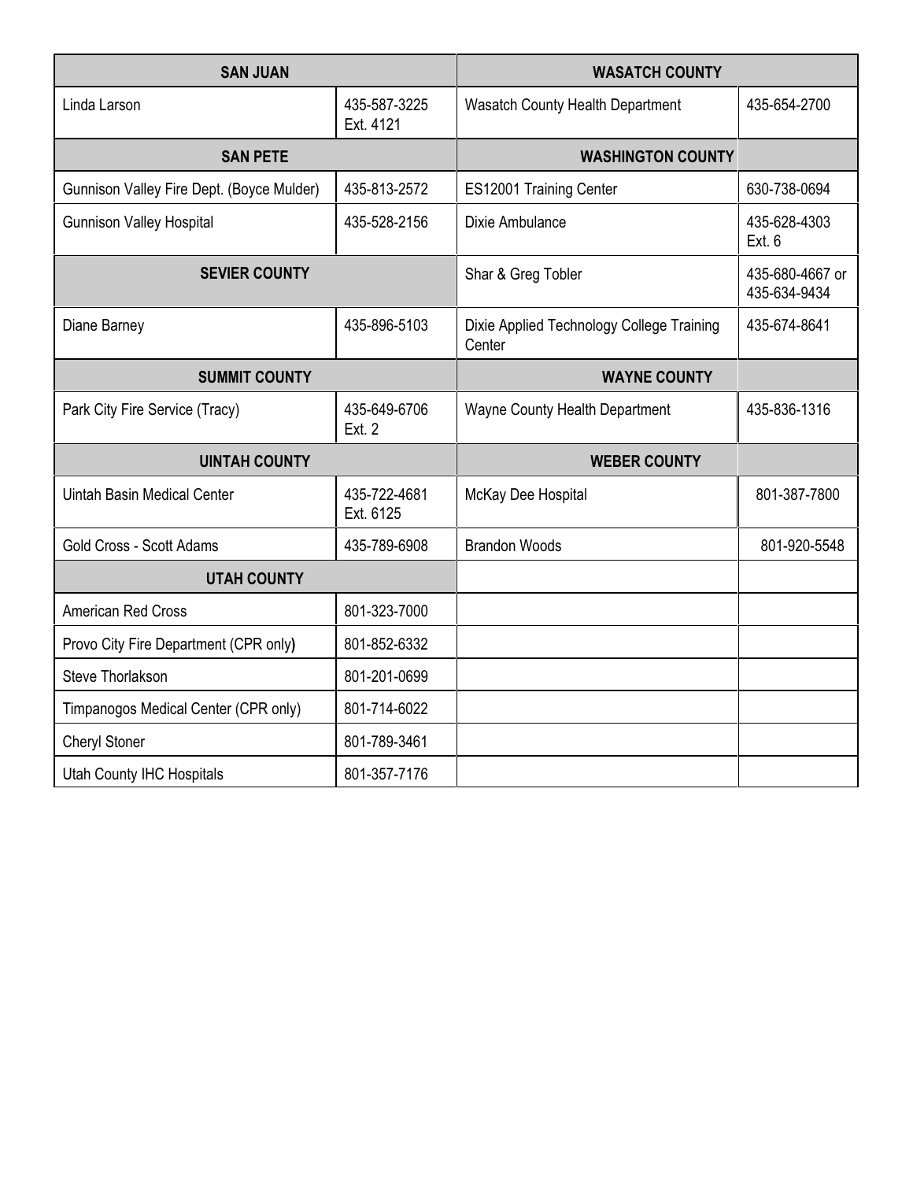| SAN JUAN | | WASATCH COUNTY | |
|---|---|---|---|
| Linda Larson | 435-587-3225 Ext. 4121 | Wasatch County Health Department | 435-654-2700 |
| **SAN PETE** | | **WASHINGTON COUNTY** | |
| Gunnison Valley Fire Dept. (Boyce Mulder) | 435-813-2572 | ES12001 Training Center | 630-738-0694 |
| Gunnison Valley Hospital | 435-528-2156 | Dixie Ambulance | 435-628-4303 Ext. 6 |
| **SEVIER COUNTY** | | Shar & Greg Tobler | 435-680-4667 or 435-634-9434 |
| Diane Barney | 435-896-5103 | Dixie Applied Technology College Training Center | 435-674-8641 |
| **SUMMIT COUNTY** | | **WAYNE COUNTY** | |
| Park City Fire Service (Tracy) | 435-649-6706 Ext. 2 | Wayne County Health Department | 435-836-1316 |
| **UINTAH COUNTY** | | **WEBER COUNTY** | |
| Uintah Basin Medical Center | 435-722-4681 Ext. 6125 | McKay Dee Hospital | 801-387-7800 |
| Gold Cross - Scott Adams | 435-789-6908 | Brandon Woods | 801-920-5548 |
| **UTAH COUNTY** | | | |
| American Red Cross | 801-323-7000 | | |
| Provo City Fire Department (CPR only) | 801-852-6332 | | |
| Steve Thorlakson | 801-201-0699 | | |
| Timpanogos Medical Center (CPR only) | 801-714-6022 | | |
| Cheryl Stoner | 801-789-3461 | | |
| Utah County IHC Hospitals | 801-357-7176 | | |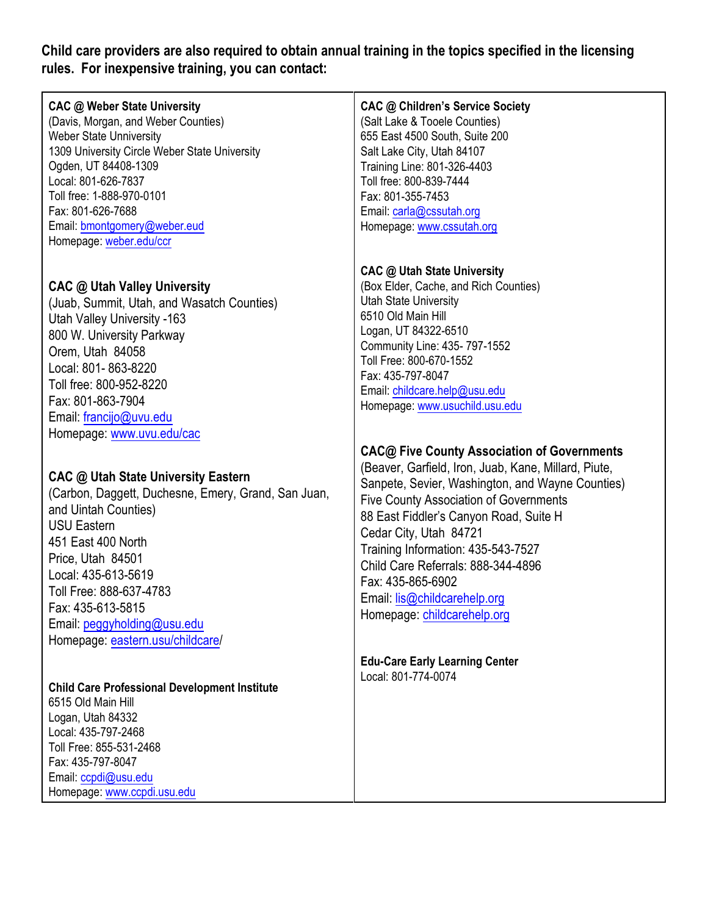**Child care providers are also required to obtain annual training in the topics specified in the licensing rules. For inexpensive training, you can contact:**

**CAC @ Weber State University**
(Davis, Morgan, and Weber Counties)
Weber State Unniversity
1309 University Circle Weber State University
Ogden, UT 84408-1309
Local: 801-626-7837
Toll free: 1-888-970-0101
Fax: 801-626-7688
Email: bmontgomery@weber.eud
Homepage: weber.edu/ccr

**CAC @ Utah Valley University**
(Juab, Summit, Utah, and Wasatch Counties)
Utah Valley University -163
800 W. University Parkway
Orem, Utah 84058
Local: 801- 863-8220
Toll free: 800-952-8220
Fax: 801-863-7904
Email: francijo@uvu.edu
Homepage: www.uvu.edu/cac

**CAC @ Utah State University Eastern**
(Carbon, Daggett, Duchesne, Emery, Grand, San Juan, and Uintah Counties)
USU Eastern
451 East 400 North
Price, Utah 84501
Local: 435-613-5619
Toll Free: 888-637-4783
Fax: 435-613-5815
Email: peggyholding@usu.edu
Homepage: eastern.usu/childcare/

**Child Care Professional Development Institute**
6515 Old Main Hill
Logan, Utah 84332
Local: 435-797-2468
Toll Free: 855-531-2468
Fax: 435-797-8047
Email: ccpdi@usu.edu
Homepage: www.ccpdi.usu.edu

**CAC @ Children's Service Society**
(Salt Lake & Tooele Counties)
655 East 4500 South, Suite 200
Salt Lake City, Utah 84107
Training Line: 801-326-4403
Toll free: 800-839-7444
Fax: 801-355-7453
Email: carla@cssutah.org
Homepage: www.cssutah.org

**CAC @ Utah State University**
(Box Elder, Cache, and Rich Counties)
Utah State University
6510 Old Main Hill
Logan, UT 84322-6510
Community Line: 435- 797-1552
Toll Free: 800-670-1552
Fax: 435-797-8047
Email: childcare.help@usu.edu
Homepage: www.usuchild.usu.edu

**CAC@ Five County Association of Governments**
(Beaver, Garfield, Iron, Juab, Kane, Millard, Piute, Sanpete, Sevier, Washington, and Wayne Counties)
Five County Association of Governments
88 East Fiddler's Canyon Road, Suite H
Cedar City, Utah 84721
Training Information: 435-543-7527
Child Care Referrals: 888-344-4896
Fax: 435-865-6902
Email: lis@childcarehelp.org
Homepage: childcarehelp.org

**Edu-Care Early Learning Center**
Local: 801-774-0074